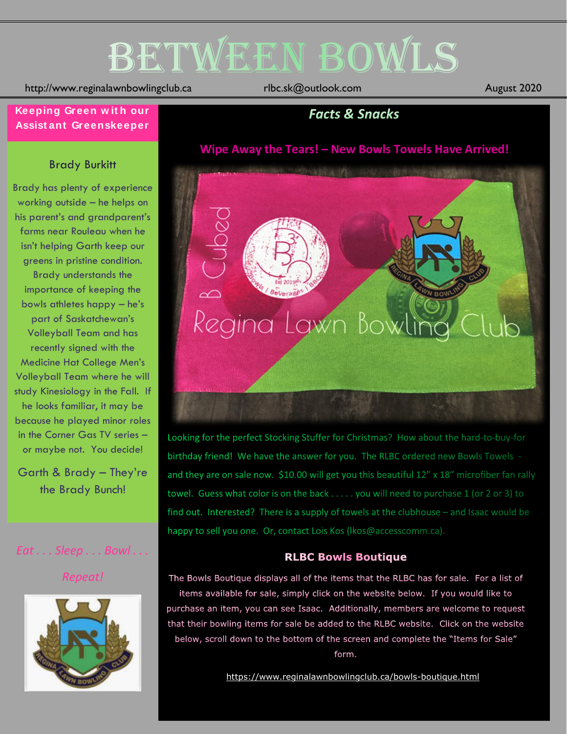# BETWEEN BOWLS

http://www.reginalawnbowlingclub.ca rlbc.sk@outlook.com August 2020

## Keeping Green with our Assistant Greenskeeper

### Brady Burkitt

Brady has plenty of experience working outside – he helps on his parent's and grandparent's farms near Rouleau when he isn't helping Garth keep our greens in pristine condition. Brady understands the importance of keeping the bowls athletes happy – he's part of Saskatchewan's Volleyball Team and has recently signed with the Medicine Hat College Men's Volleyball Team where he will study Kinesiology in the Fall. If he looks familiar, it may be because he played minor roles in the Corner Gas TV series – or maybe not. You decide!

Garth & Brady – They're the Brady Bunch!

*Eat . . . Sleep . . . Bowl . . . Repeat!*

## *Facts & Snacks*

### Wipe Away the Tears! – New Bowls Towels Have Arrived!

Looking for the perfect Stocking Stuffer for Christmas? How about the hard-to-buy-for birthday friend! We have the answer for you. The RLBC ordered new Bowls Towels - and they are on sale now. $10.00 will get you this beautiful 12" x 18" microfiber fan rally towel. Guess what color is on the back . . . . . you will need to purchase 1 (or 2 or 3) to find out. Interested? There is a supply of towels at the clubhouse – and Isaac would be happy to sell you one. Or, contact Lois Kos (lkos@accesscomm.ca).

### RLBC Bowls Boutique

The Bowls Boutique displays all of the items that the RLBC has for sale. For a list of items available for sale, simply click on the website below. If you would like to purchase an item, you can see Isaac. Additionally, members are welcome to request that their bowling items for sale be added to the RLBC website. Click on the website below, scroll down to the bottom of the screen and complete the "Items for Sale" form.

https://www.reginalawnbowlingclub.ca/bowls-boutique.html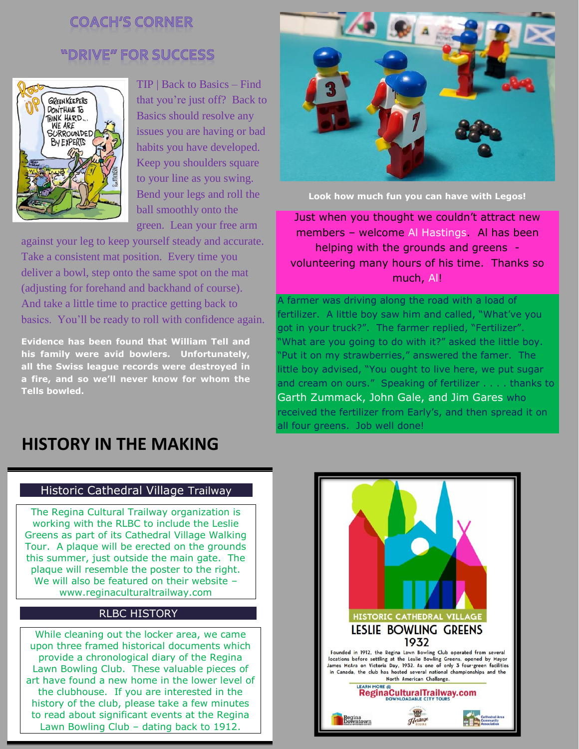## COACH'S CORNER

## "DRIVE" FOR SUCCESS

TIP | Back to Basics – Find that you're just off? Back to Basics should resolve any issues you are having or bad habits you have developed. Keep you shoulders square to your line as you swing. Bend your legs and roll the ball smoothly onto the green. Lean your free arm against your leg to keep yourself steady and accurate. Take a consistent mat position. Every time you deliver a bowl, step onto the same spot on the mat (adjusting for forehand and backhand of course). And take a little time to practice getting back to basics. You'll be ready to roll with confidence again.

**Evidence has been found that William Tell and his family were avid bowlers. Unfortunately, all the Swiss league records were destroyed in a fire, and so we'll never know for whom the Tells bowled.**

**Look how much fun you can have with Legos!**

Just when you thought we couldn't attract new members – welcome Al Hastings. Al has been helping with the grounds and greens - volunteering many hours of his time. Thanks so much, Al!

A farmer was driving along the road with a load of fertilizer. A little boy saw him and called, "What've you got in your truck?". The farmer replied, "Fertilizer". "What are you going to do with it?" asked the little boy. "Put it on my strawberries," answered the famer. The little boy advised, "You ought to live here, we put sugar and cream on ours." Speaking of fertilizer . . . . thanks to Garth Zummack, John Gale, and Jim Gares who received the fertilizer from Early's, and then spread it on all four greens. Job well done!

# HISTORY IN THE MAKING

### Historic Cathedral Village Trailway

The Regina Cultural Trailway organization is working with the RLBC to include the Leslie Greens as part of its Cathedral Village Walking Tour. A plaque will be erected on the grounds this summer, just outside the main gate. The plaque will resemble the poster to the right. We will also be featured on their website – www.reginaculturaltrailway.com

### RLBC HISTORY

While cleaning out the locker area, we came upon three framed historical documents which provide a chronological diary of the Regina Lawn Bowling Club. These valuable pieces of art have found a new home in the lower level of the clubhouse. If you are interested in the history of the club, please take a few minutes to read about significant events at the Regina Lawn Bowling Club – dating back to 1912.

HISTORIC CATHEDRAL VILLAGE

LESLIE BOWLING GREENS

1932

Founded in 1912, the Regina Lawn Bowling Club operated from several locations before settling at the Leslie Bowling Greens, opened by Mayor James McAra on Victoria Day, 1932. As one of only 3 four-green facilities in Canada, the club has hosted several national championships and the North American Challenge.

LEARN MORE @ ReginaCulturalTrailway.com DOWNLOADABLE CITY TOURS